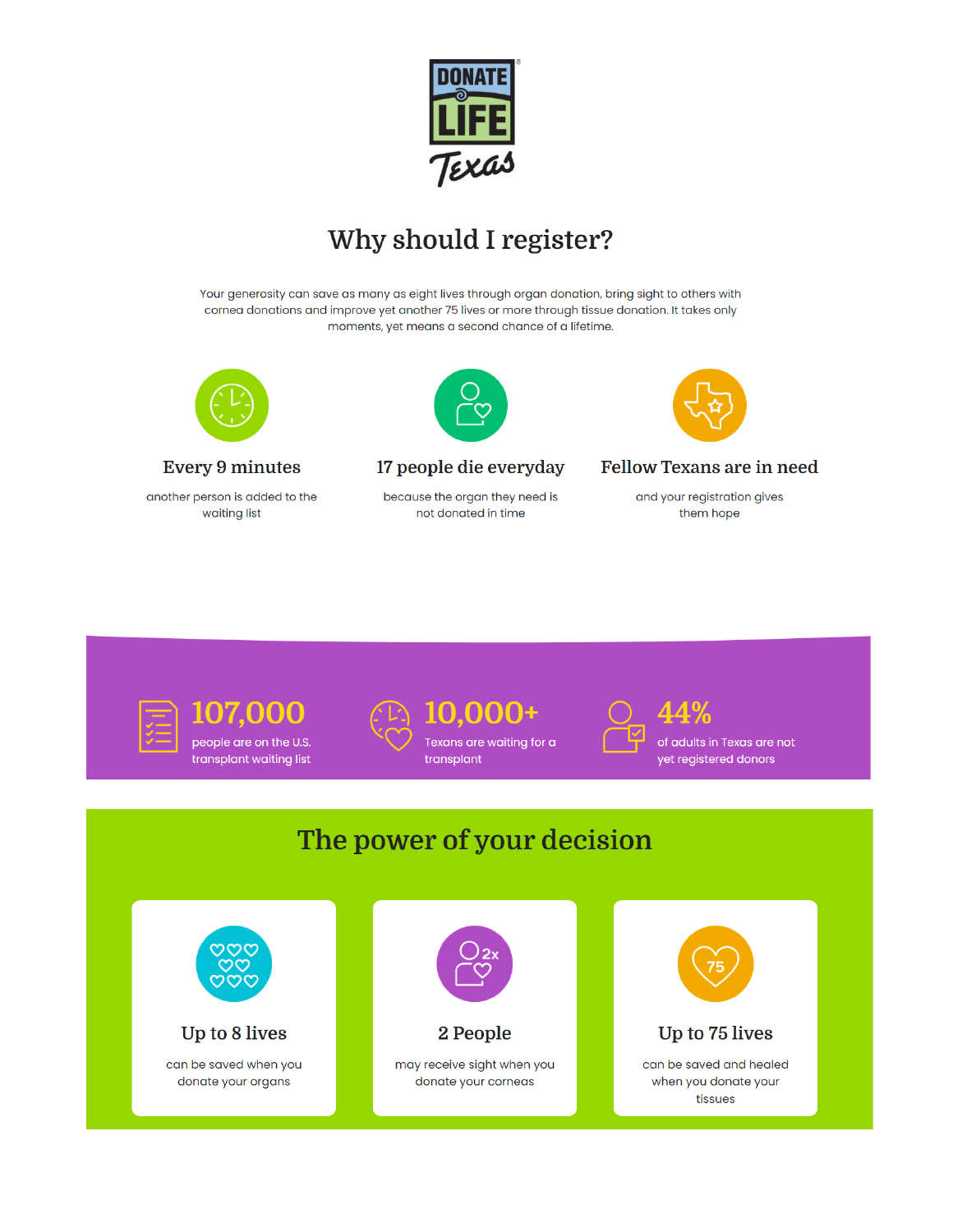DONATE LIFE Texas

# Why should I register?

Your generosity can save as many as eight lives through organ donation, bring sight to others with cornea donations and improve yet another 75 lives or more through tissue donation. It takes only moments, yet means a second chance of a lifetime.

### Every 9 minutes

another person is added to the waiting list

### 17 people die everyday

because the organ they need is not donated in time

### Fellow Texans are in need

and your registration gives them hope

**107,000**
people are on the U.S. transplant waiting list

**10,000+**
Texans are waiting for a transplant

**44%**
of adults in Texas are not yet registered donors

## The power of your decision

### Up to 8 lives

can be saved when you donate your organs

### 2 People

may receive sight when you donate your corneas

### Up to 75 lives

can be saved and healed when you donate your tissues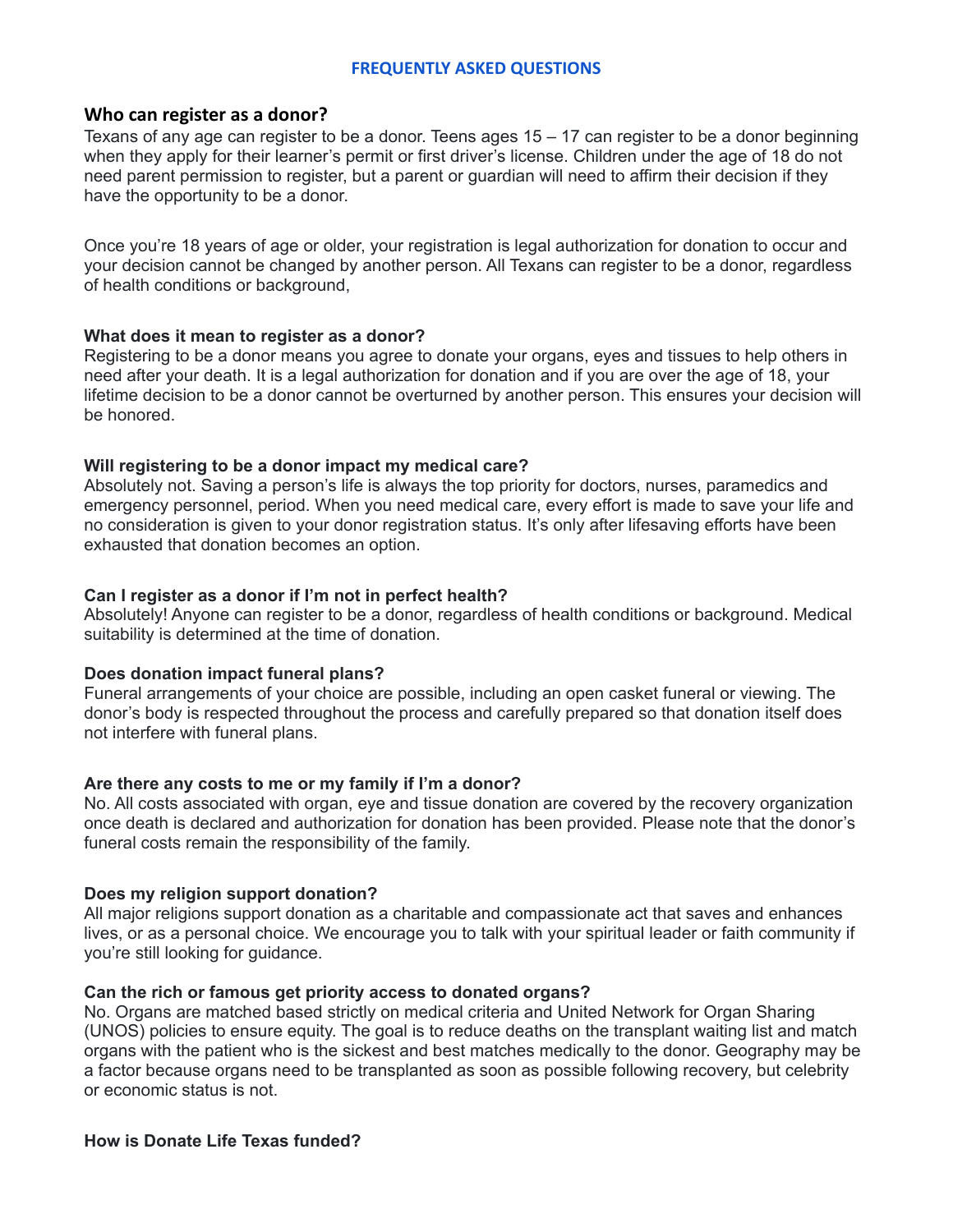## FREQUENTLY ASKED QUESTIONS

### Who can register as a donor?

Texans of any age can register to be a donor. Teens ages 15 – 17 can register to be a donor beginning when they apply for their learner's permit or first driver's license. Children under the age of 18 do not need parent permission to register, but a parent or guardian will need to affirm their decision if they have the opportunity to be a donor.

Once you're 18 years of age or older, your registration is legal authorization for donation to occur and your decision cannot be changed by another person. All Texans can register to be a donor, regardless of health conditions or background,

**What does it mean to register as a donor?**

Registering to be a donor means you agree to donate your organs, eyes and tissues to help others in need after your death. It is a legal authorization for donation and if you are over the age of 18, your lifetime decision to be a donor cannot be overturned by another person. This ensures your decision will be honored.

**Will registering to be a donor impact my medical care?**

Absolutely not. Saving a person's life is always the top priority for doctors, nurses, paramedics and emergency personnel, period. When you need medical care, every effort is made to save your life and no consideration is given to your donor registration status. It's only after lifesaving efforts have been exhausted that donation becomes an option.

**Can I register as a donor if I'm not in perfect health?**

Absolutely! Anyone can register to be a donor, regardless of health conditions or background. Medical suitability is determined at the time of donation.

**Does donation impact funeral plans?**

Funeral arrangements of your choice are possible, including an open casket funeral or viewing. The donor's body is respected throughout the process and carefully prepared so that donation itself does not interfere with funeral plans.

**Are there any costs to me or my family if I'm a donor?**

No. All costs associated with organ, eye and tissue donation are covered by the recovery organization once death is declared and authorization for donation has been provided. Please note that the donor's funeral costs remain the responsibility of the family.

**Does my religion support donation?**

All major religions support donation as a charitable and compassionate act that saves and enhances lives, or as a personal choice. We encourage you to talk with your spiritual leader or faith community if you're still looking for guidance.

**Can the rich or famous get priority access to donated organs?**

No. Organs are matched based strictly on medical criteria and United Network for Organ Sharing (UNOS) policies to ensure equity. The goal is to reduce deaths on the transplant waiting list and match organs with the patient who is the sickest and best matches medically to the donor. Geography may be a factor because organs need to be transplanted as soon as possible following recovery, but celebrity or economic status is not.

**How is Donate Life Texas funded?**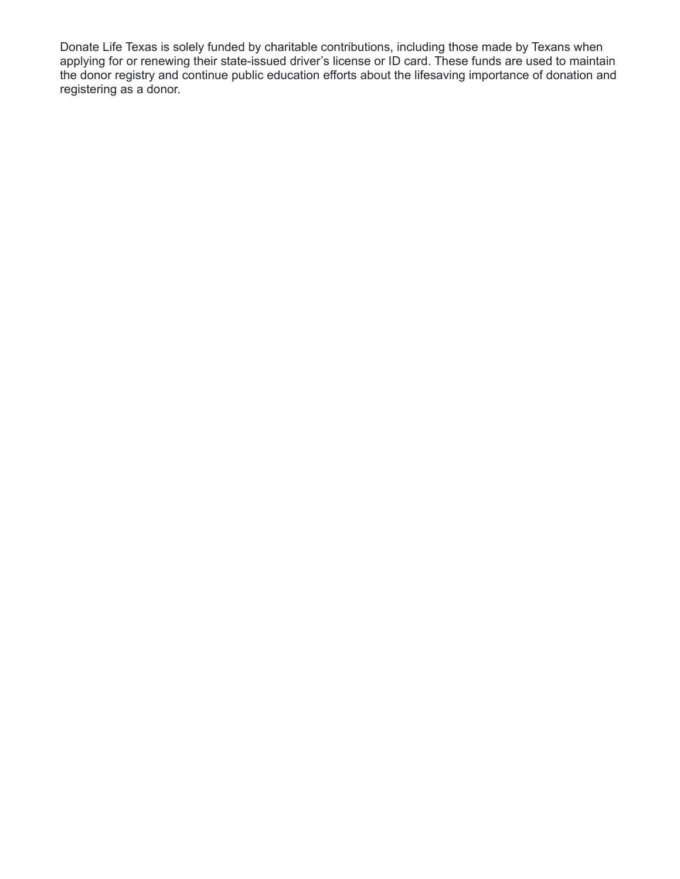Donate Life Texas is solely funded by charitable contributions, including those made by Texans when applying for or renewing their state-issued driver's license or ID card. These funds are used to maintain the donor registry and continue public education efforts about the lifesaving importance of donation and registering as a donor.